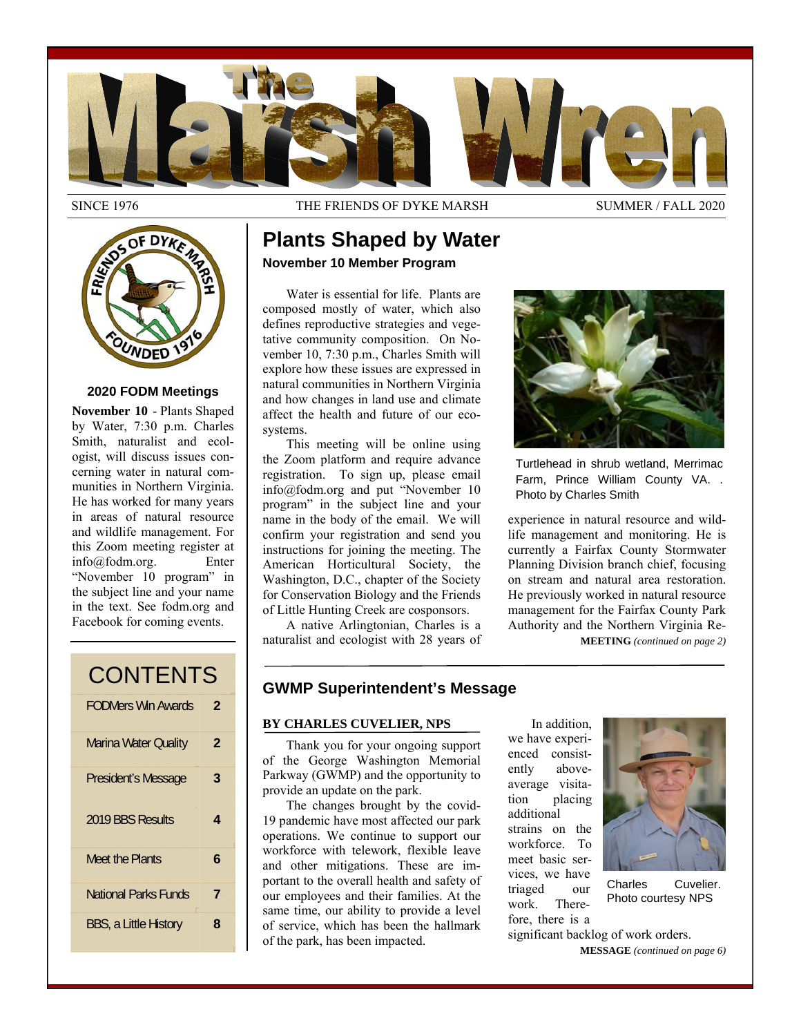# The Marsh Wren

SINCE 1976 | THE FRIENDS OF DYKE MARSH | SUMMER / FALL 2020

### 2020 FODM Meetings

**November 10** - Plants Shaped by Water, 7:30 p.m. Charles Smith, naturalist and ecologist, will discuss issues concerning water in natural communities in Northern Virginia. He has worked for many years in areas of natural resource and wildlife management. For this Zoom meeting register at info@fodm.org. Enter "November 10 program" in the subject line and your name in the text. See fodm.org and Facebook for coming events.

### CONTENTS

| | |
|---|---|
| FODMers Win Awards | 2 |
| Marina Water Quality | 2 |
| President's Message | 3 |
| 2019 BBS Results | 4 |
| Meet the Plants | 6 |
| National Parks Funds | 7 |
| BBS, a Little History | 8 |

## Plants Shaped by Water

### November 10 Member Program

Water is essential for life. Plants are composed mostly of water, which also defines reproductive strategies and vegetative community composition. On November 10, 7:30 p.m., Charles Smith will explore how these issues are expressed in natural communities in Northern Virginia and how changes in land use and climate affect the health and future of our ecosystems.

This meeting will be online using the Zoom platform and require advance registration. To sign up, please email info@fodm.org and put "November 10 program" in the subject line and your name in the body of the email. We will confirm your registration and send you instructions for joining the meeting. The American Horticultural Society, the Washington, D.C., chapter of the Society for Conservation Biology and the Friends of Little Hunting Creek are cosponsors.

A native Arlingtonian, Charles is a naturalist and ecologist with 28 years of experience in natural resource and wildlife management and monitoring. He is currently a Fairfax County Stormwater Planning Division branch chief, focusing on stream and natural area restoration. He previously worked in natural resource management for the Fairfax County Park Authority and the Northern Virginia Re-

Turtlehead in shrub wetland, Merrimac Farm, Prince William County VA. . Photo by Charles Smith

**MEETING** *(continued on page 2)*

## GWMP Superintendent's Message

**BY CHARLES CUVELIER, NPS**

Thank you for your ongoing support of the George Washington Memorial Parkway (GWMP) and the opportunity to provide an update on the park.

The changes brought by the covid-19 pandemic have most affected our park operations. We continue to support our workforce with telework, flexible leave and other mitigations. These are important to the overall health and safety of our employees and their families. At the same time, our ability to provide a level of service, which has been the hallmark of the park, has been impacted.

In addition, we have experienced consistently above-average visitation placing additional strains on the workforce. To meet basic services, we have triaged our work. Therefore, there is a significant backlog of work orders.

Charles Cuvelier. Photo courtesy NPS

**MESSAGE** *(continued on page 6)*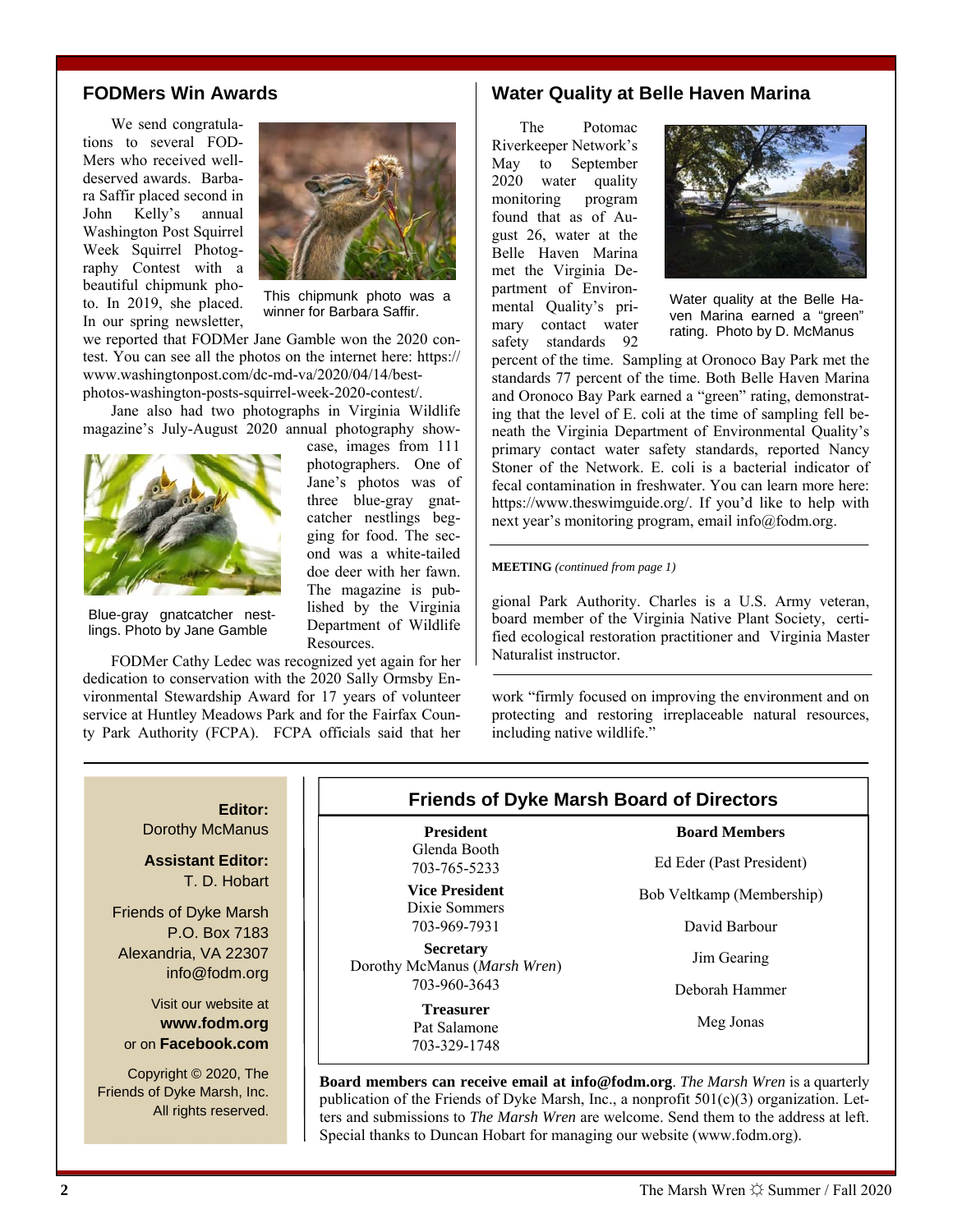## FODMers Win Awards

We send congratulations to several FODMers who received well-deserved awards. Barbara Saffir placed second in John Kelly's annual Washington Post Squirrel Week Squirrel Photography Contest with a beautiful chipmunk photo. In 2019, she placed. In our spring newsletter, we reported that FODMer Jane Gamble won the 2020 contest. You can see all the photos on the internet here: https://www.washingtonpost.com/dc-md-va/2020/04/14/best-photos-washington-posts-squirrel-week-2020-contest/.

This chipmunk photo was a winner for Barbara Saffir.

Jane also had two photographs in Virginia Wildlife magazine's July-August 2020 annual photography showcase, images from 111 photographers. One of Jane's photos was of three blue-gray gnatcatcher nestlings begging for food. The second was a white-tailed doe deer with her fawn. The magazine is published by the Virginia Department of Wildlife Resources.

Blue-gray gnatcatcher nestlings. Photo by Jane Gamble

FODMer Cathy Ledec was recognized yet again for her dedication to conservation with the 2020 Sally Ormsby Environmental Stewardship Award for 17 years of volunteer service at Huntley Meadows Park and for the Fairfax County Park Authority (FCPA). FCPA officials said that her work "firmly focused on improving the environment and on protecting and restoring irreplaceable natural resources, including native wildlife."

## Water Quality at Belle Haven Marina

The Potomac Riverkeeper Network's May to September 2020 water quality monitoring program found that as of August 26, water at the Belle Haven Marina met the Virginia Department of Environmental Quality's primary contact water safety standards 92 percent of the time. Sampling at Oronoco Bay Park met the standards 77 percent of the time. Both Belle Haven Marina and Oronoco Bay Park earned a "green" rating, demonstrating that the level of E. coli at the time of sampling fell beneath the Virginia Department of Environmental Quality's primary contact water safety standards, reported Nancy Stoner of the Network. E. coli is a bacterial indicator of fecal contamination in freshwater. You can learn more here: https://www.theswimguide.org/. If you'd like to help with next year's monitoring program, email info@fodm.org.

Water quality at the Belle Haven Marina earned a "green" rating. Photo by D. McManus

**MEETING** *(continued from page 1)*

gional Park Authority. Charles is a U.S. Army veteran, board member of the Virginia Native Plant Society, certified ecological restoration practitioner and Virginia Master Naturalist instructor.

---

**Editor:**
Dorothy McManus

**Assistant Editor:**
T. D. Hobart

Friends of Dyke Marsh
P.O. Box 7183
Alexandria, VA 22307
info@fodm.org

Visit our website at **www.fodm.org** or on **Facebook.com**

Copyright © 2020, The Friends of Dyke Marsh, Inc. All rights reserved.

### Friends of Dyke Marsh Board of Directors

**President**
Glenda Booth
703-765-5233

**Vice President**
Dixie Sommers
703-969-7931

**Secretary**
Dorothy McManus (*Marsh Wren*)
703-960-3643

**Treasurer**
Pat Salamone
703-329-1748

**Board Members**

Ed Eder (Past President)

Bob Veltkamp (Membership)

David Barbour

Jim Gearing

Deborah Hammer

Meg Jonas

**Board members can receive email at info@fodm.org**. *The Marsh Wren* is a quarterly publication of the Friends of Dyke Marsh, Inc., a nonprofit 501(c)(3) organization. Letters and submissions to *The Marsh Wren* are welcome. Send them to the address at left. Special thanks to Duncan Hobart for managing our website (www.fodm.org).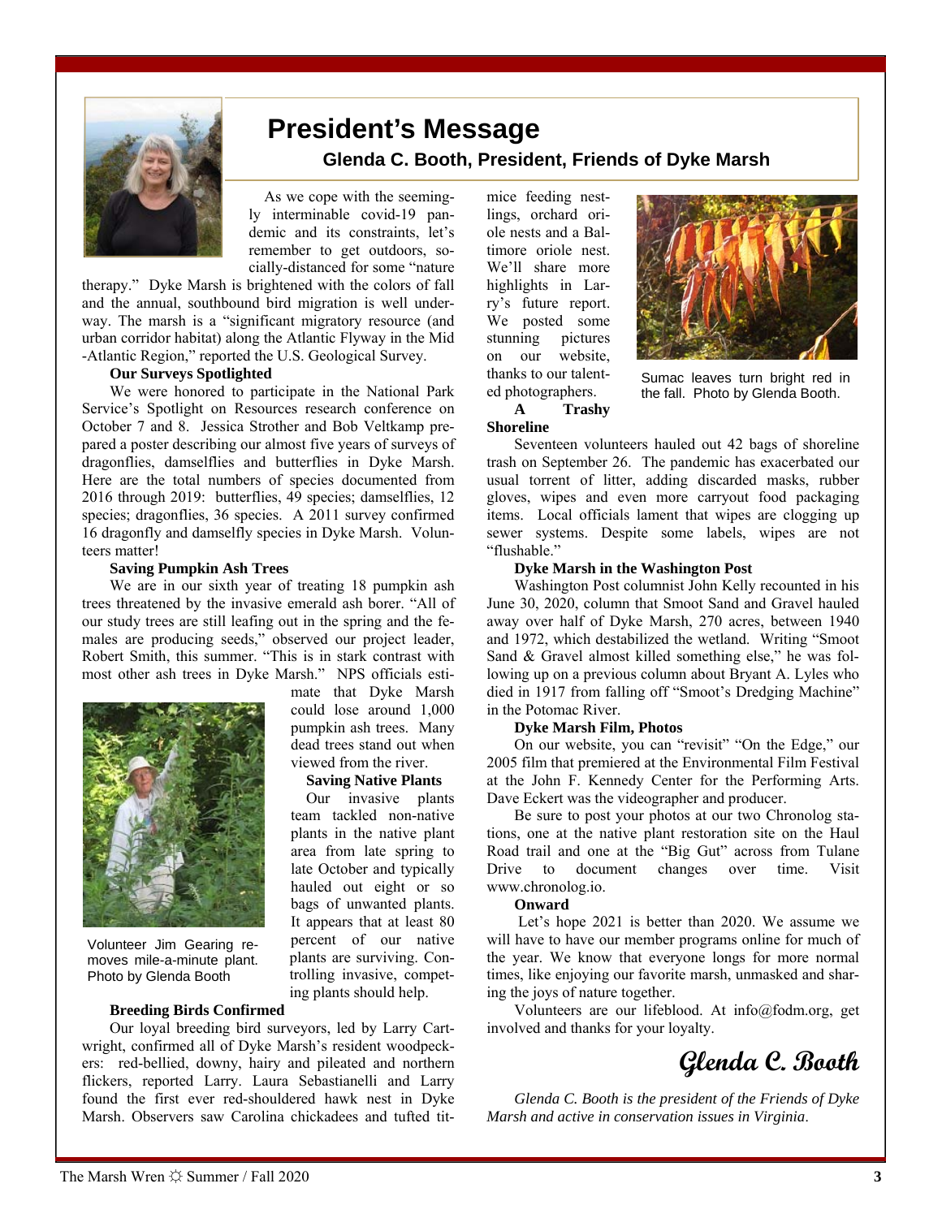# President's Message

### Glenda C. Booth, President, Friends of Dyke Marsh

As we cope with the seemingly interminable covid-19 pandemic and its constraints, let's remember to get outdoors, socially-distanced for some "nature therapy." Dyke Marsh is brightened with the colors of fall and the annual, southbound bird migration is well underway. The marsh is a "significant migratory resource (and urban corridor habitat) along the Atlantic Flyway in the Mid-Atlantic Region," reported the U.S. Geological Survey.

**Our Surveys Spotlighted**

We were honored to participate in the National Park Service's Spotlight on Resources research conference on October 7 and 8. Jessica Strother and Bob Veltkamp prepared a poster describing our almost five years of surveys of dragonflies, damselflies and butterflies in Dyke Marsh. Here are the total numbers of species documented from 2016 through 2019: butterflies, 49 species; damselflies, 12 species; dragonflies, 36 species. A 2011 survey confirmed 16 dragonfly and damselfly species in Dyke Marsh. Volunteers matter!

**Saving Pumpkin Ash Trees**

We are in our sixth year of treating 18 pumpkin ash trees threatened by the invasive emerald ash borer. "All of our study trees are still leafing out in the spring and the females are producing seeds," observed our project leader, Robert Smith, this summer. "This is in stark contrast with most other ash trees in Dyke Marsh." NPS officials estimate that Dyke Marsh could lose around 1,000 pumpkin ash trees. Many dead trees stand out when viewed from the river.

Volunteer Jim Gearing removes mile-a-minute plant. Photo by Glenda Booth

**Saving Native Plants**

Our invasive plants team tackled non-native plants in the native plant area from late spring to late October and typically hauled out eight or so bags of unwanted plants. It appears that at least 80 percent of our native plants are surviving. Controlling invasive, competing plants should help.

**Breeding Birds Confirmed**

Our loyal breeding bird surveyors, led by Larry Cartwright, confirmed all of Dyke Marsh's resident woodpeckers: red-bellied, downy, hairy and pileated and northern flickers, reported Larry. Laura Sebastianelli and Larry found the first ever red-shouldered hawk nest in Dyke Marsh. Observers saw Carolina chickadees and tufted titmice feeding nestlings, orchard oriole nests and a Baltimore oriole nest. We'll share more highlights in Larry's future report. We posted some stunning pictures on our website, thanks to our talented photographers.

Sumac leaves turn bright red in the fall. Photo by Glenda Booth.

**A Trashy Shoreline**

Seventeen volunteers hauled out 42 bags of shoreline trash on September 26. The pandemic has exacerbated our usual torrent of litter, adding discarded masks, rubber gloves, wipes and even more carryout food packaging items. Local officials lament that wipes are clogging up sewer systems. Despite some labels, wipes are not "flushable."

**Dyke Marsh in the Washington Post**

Washington Post columnist John Kelly recounted in his June 30, 2020, column that Smoot Sand and Gravel hauled away over half of Dyke Marsh, 270 acres, between 1940 and 1972, which destabilized the wetland. Writing "Smoot Sand & Gravel almost killed something else," he was following up on a previous column about Bryant A. Lyles who died in 1917 from falling off "Smoot's Dredging Machine" in the Potomac River.

**Dyke Marsh Film, Photos**

On our website, you can "revisit" "On the Edge," our 2005 film that premiered at the Environmental Film Festival at the John F. Kennedy Center for the Performing Arts. Dave Eckert was the videographer and producer.

Be sure to post your photos at our two Chronolog stations, one at the native plant restoration site on the Haul Road trail and one at the "Big Gut" across from Tulane Drive to document changes over time. Visit www.chronolog.io.

**Onward**

Let's hope 2021 is better than 2020. We assume we will have to have our member programs online for much of the year. We know that everyone longs for more normal times, like enjoying our favorite marsh, unmasked and sharing the joys of nature together.

Volunteers are our lifeblood. At info@fodm.org, get involved and thanks for your loyalty.

*Glenda C. Booth*

*Glenda C. Booth is the president of the Friends of Dyke Marsh and active in conservation issues in Virginia.*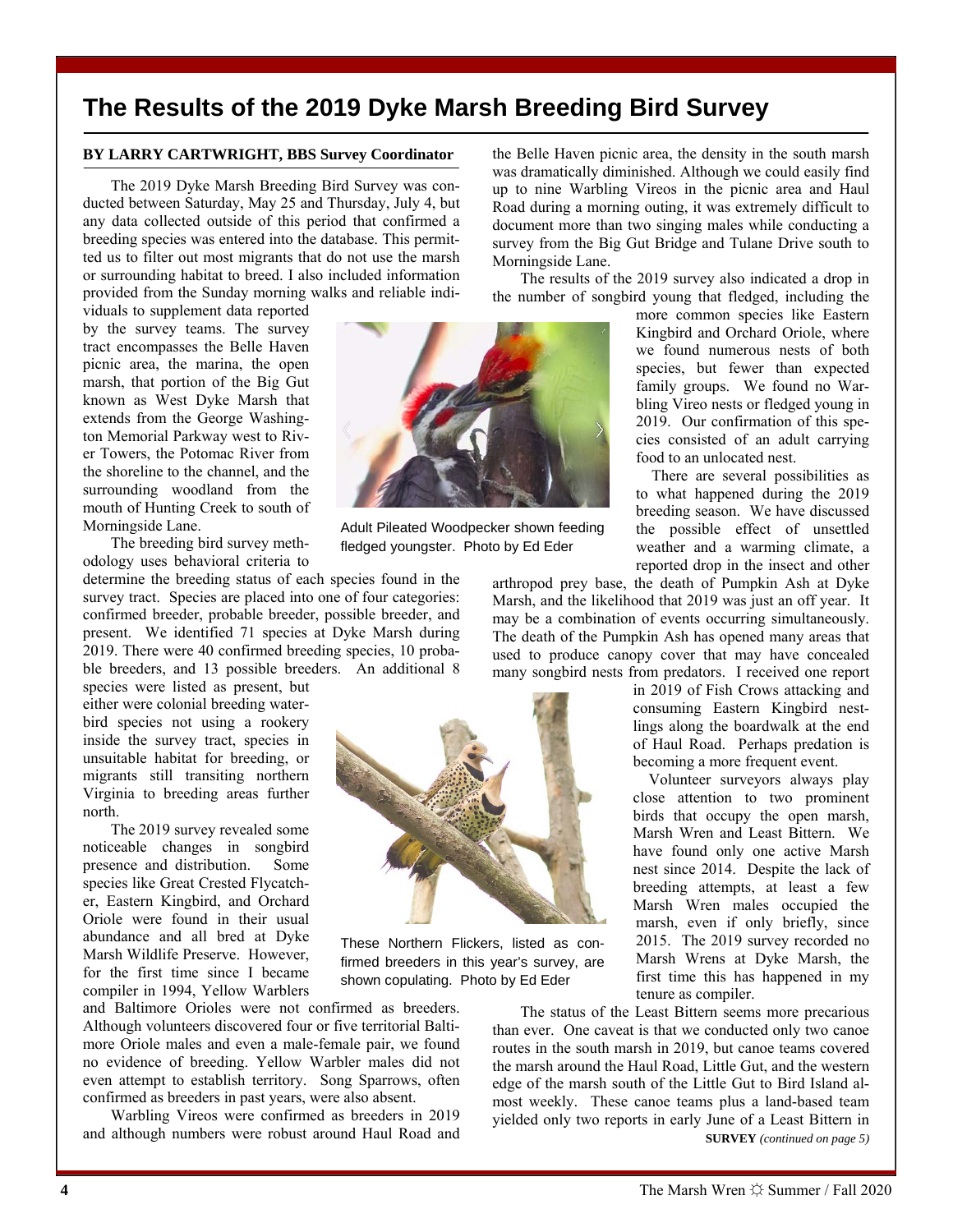# The Results of the 2019 Dyke Marsh Breeding Bird Survey

**BY LARRY CARTWRIGHT, BBS Survey Coordinator**

The 2019 Dyke Marsh Breeding Bird Survey was conducted between Saturday, May 25 and Thursday, July 4, but any data collected outside of this period that confirmed a breeding species was entered into the database. This permitted us to filter out most migrants that do not use the marsh or surrounding habitat to breed. I also included information provided from the Sunday morning walks and reliable individuals to supplement data reported by the survey teams. The survey tract encompasses the Belle Haven picnic area, the marina, the open marsh, that portion of the Big Gut known as West Dyke Marsh that extends from the George Washington Memorial Parkway west to River Towers, the Potomac River from the shoreline to the channel, and the surrounding woodland from the mouth of Hunting Creek to south of Morningside Lane.

Adult Pileated Woodpecker shown feeding fledged youngster. Photo by Ed Eder

The breeding bird survey methodology uses behavioral criteria to determine the breeding status of each species found in the survey tract. Species are placed into one of four categories: confirmed breeder, probable breeder, possible breeder, and present. We identified 71 species at Dyke Marsh during 2019. There were 40 confirmed breeding species, 10 probable breeders, and 13 possible breeders. An additional 8 species were listed as present, but either were colonial breeding waterbird species not using a rookery inside the survey tract, species in unsuitable habitat for breeding, or migrants still transiting northern Virginia to breeding areas further north.

The 2019 survey revealed some noticeable changes in songbird presence and distribution. Some species like Great Crested Flycatcher, Eastern Kingbird, and Orchard Oriole were found in their usual abundance and all bred at Dyke Marsh Wildlife Preserve. However, for the first time since I became compiler in 1994, Yellow Warblers and Baltimore Orioles were not confirmed as breeders. Although volunteers discovered four or five territorial Baltimore Oriole males and even a male-female pair, we found no evidence of breeding. Yellow Warbler males did not even attempt to establish territory. Song Sparrows, often confirmed as breeders in past years, were also absent.

These Northern Flickers, listed as confirmed breeders in this year's survey, are shown copulating. Photo by Ed Eder

Warbling Vireos were confirmed as breeders in 2019 and although numbers were robust around Haul Road and the Belle Haven picnic area, the density in the south marsh was dramatically diminished. Although we could easily find up to nine Warbling Vireos in the picnic area and Haul Road during a morning outing, it was extremely difficult to document more than two singing males while conducting a survey from the Big Gut Bridge and Tulane Drive south to Morningside Lane.

The results of the 2019 survey also indicated a drop in the number of songbird young that fledged, including the more common species like Eastern Kingbird and Orchard Oriole, where we found numerous nests of both species, but fewer than expected family groups. We found no Warbling Vireo nests or fledged young in 2019. Our confirmation of this species consisted of an adult carrying food to an unlocated nest.

There are several possibilities as to what happened during the 2019 breeding season. We have discussed the possible effect of unsettled weather and a warming climate, a reported drop in the insect and other arthropod prey base, the death of Pumpkin Ash at Dyke Marsh, and the likelihood that 2019 was just an off year. It may be a combination of events occurring simultaneously. The death of the Pumpkin Ash has opened many areas that used to produce canopy cover that may have concealed many songbird nests from predators. I received one report in 2019 of Fish Crows attacking and consuming Eastern Kingbird nestlings along the boardwalk at the end of Haul Road. Perhaps predation is becoming a more frequent event.

Volunteer surveyors always play close attention to two prominent birds that occupy the open marsh, Marsh Wren and Least Bittern. We have found only one active Marsh nest since 2014. Despite the lack of breeding attempts, at least a few Marsh Wren males occupied the marsh, even if only briefly, since 2015. The 2019 survey recorded no Marsh Wrens at Dyke Marsh, the first time this has happened in my tenure as compiler.

The status of the Least Bittern seems more precarious than ever. One caveat is that we conducted only two canoe routes in the south marsh in 2019, but canoe teams covered the marsh around the Haul Road, Little Gut, and the western edge of the marsh south of the Little Gut to Bird Island almost weekly. These canoe teams plus a land-based team yielded only two reports in early June of a Least Bittern in

**SURVEY** *(continued on page 5)*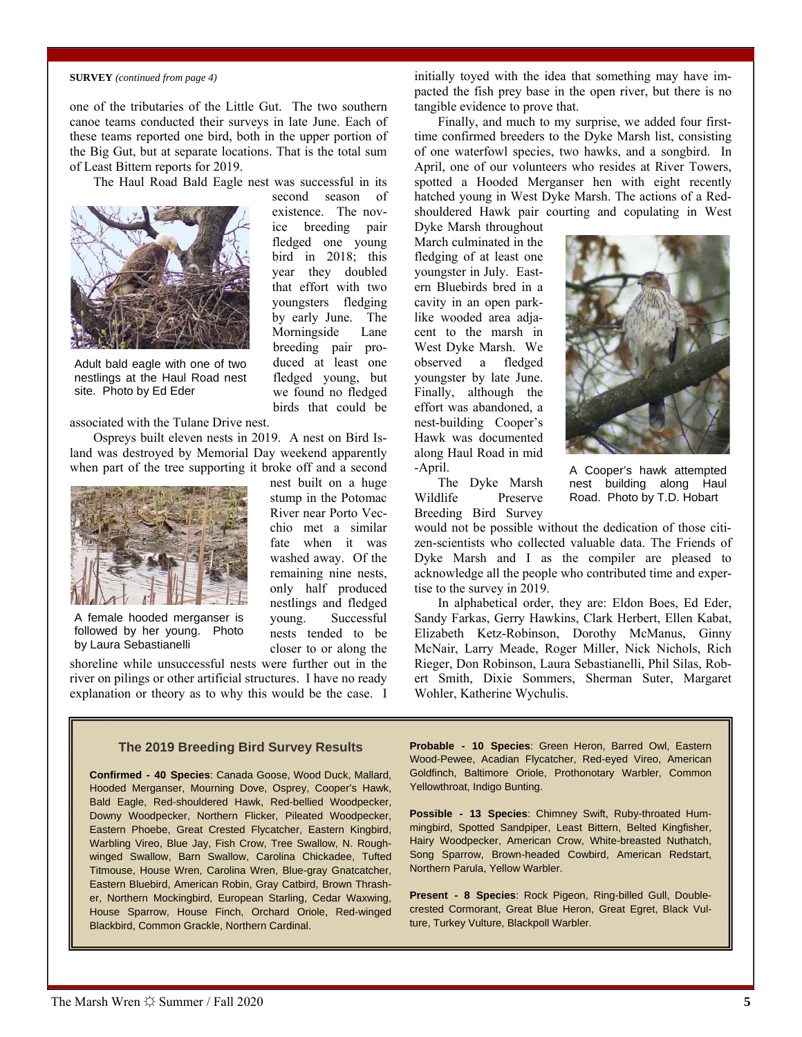**SURVEY** *(continued from page 4)*

one of the tributaries of the Little Gut. The two southern canoe teams conducted their surveys in late June. Each of these teams reported one bird, both in the upper portion of the Big Gut, but at separate locations. That is the total sum of Least Bittern reports for 2019.

The Haul Road Bald Eagle nest was successful in its second season of existence. The novice breeding pair fledged one young bird in 2018; this year they doubled that effort with two youngsters fledging by early June. The Morningside Lane breeding pair produced at least one fledged young, but we found no fledged birds that could be associated with the Tulane Drive nest.

Adult bald eagle with one of two nestlings at the Haul Road nest site. Photo by Ed Eder

Ospreys built eleven nests in 2019. A nest on Bird Island was destroyed by Memorial Day weekend apparently when part of the tree supporting it broke off and a second nest built on a huge stump in the Potomac River near Porto Vecchio met a similar fate when it was washed away. Of the remaining nine nests, only half produced nestlings and fledged young. Successful nests tended to be closer to or along the shoreline while unsuccessful nests were further out in the river on pilings or other artificial structures. I have no ready explanation or theory as to why this would be the case. I initially toyed with the idea that something may have impacted the fish prey base in the open river, but there is no tangible evidence to prove that.

A female hooded merganser is followed by her young. Photo by Laura Sebastianelli

Finally, and much to my surprise, we added four first-time confirmed breeders to the Dyke Marsh list, consisting of one waterfowl species, two hawks, and a songbird. In April, one of our volunteers who resides at River Towers, spotted a Hooded Merganser hen with eight recently hatched young in West Dyke Marsh. The actions of a Red-shouldered Hawk pair courting and copulating in West Dyke Marsh throughout March culminated in the fledging of at least one youngster in July. Eastern Bluebirds bred in a cavity in an open park-like wooded area adjacent to the marsh in West Dyke Marsh. We observed a fledged youngster by late June. Finally, although the effort was abandoned, a nest-building Cooper's Hawk was documented along Haul Road in mid-April.

A Cooper's hawk attempted nest building along Haul Road. Photo by T.D. Hobart

The Dyke Marsh Wildlife Preserve Breeding Bird Survey would not be possible without the dedication of those citizen-scientists who collected valuable data. The Friends of Dyke Marsh and I as the compiler are pleased to acknowledge all the people who contributed time and expertise to the survey in 2019.

In alphabetical order, they are: Eldon Boes, Ed Eder, Sandy Farkas, Gerry Hawkins, Clark Herbert, Ellen Kabat, Elizabeth Ketz-Robinson, Dorothy McManus, Ginny McNair, Larry Meade, Roger Miller, Nick Nichols, Rich Rieger, Don Robinson, Laura Sebastianelli, Phil Silas, Robert Smith, Dixie Sommers, Sherman Suter, Margaret Wohler, Katherine Wychulis.

### The 2019 Breeding Bird Survey Results

**Confirmed - 40 Species**: Canada Goose, Wood Duck, Mallard, Hooded Merganser, Mourning Dove, Osprey, Cooper's Hawk, Bald Eagle, Red-shouldered Hawk, Red-bellied Woodpecker, Downy Woodpecker, Northern Flicker, Pileated Woodpecker, Eastern Phoebe, Great Crested Flycatcher, Eastern Kingbird, Warbling Vireo, Blue Jay, Fish Crow, Tree Swallow, N. Rough-winged Swallow, Barn Swallow, Carolina Chickadee, Tufted Titmouse, House Wren, Carolina Wren, Blue-gray Gnatcatcher, Eastern Bluebird, American Robin, Gray Catbird, Brown Thrasher, Northern Mockingbird, European Starling, Cedar Waxwing, House Sparrow, House Finch, Orchard Oriole, Red-winged Blackbird, Common Grackle, Northern Cardinal.

**Probable - 10 Species**: Green Heron, Barred Owl, Eastern Wood-Pewee, Acadian Flycatcher, Red-eyed Vireo, American Goldfinch, Baltimore Oriole, Prothonotary Warbler, Common Yellowthroat, Indigo Bunting.

**Possible - 13 Species**: Chimney Swift, Ruby-throated Hummingbird, Spotted Sandpiper, Least Bittern, Belted Kingfisher, Hairy Woodpecker, American Crow, White-breasted Nuthatch, Song Sparrow, Brown-headed Cowbird, American Redstart, Northern Parula, Yellow Warbler.

**Present - 8 Species**: Rock Pigeon, Ring-billed Gull, Double-crested Cormorant, Great Blue Heron, Great Egret, Black Vulture, Turkey Vulture, Blackpoll Warbler.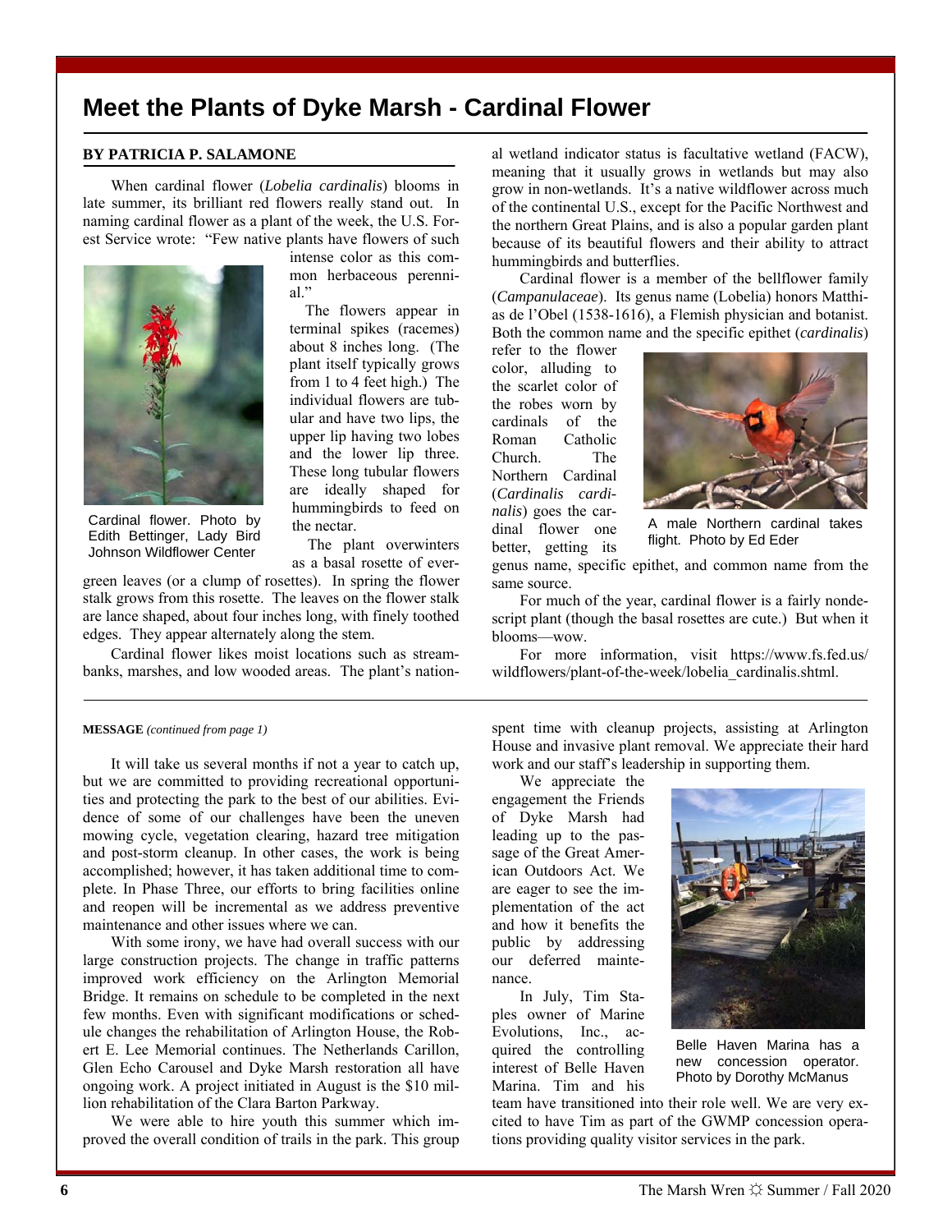# Meet the Plants of Dyke Marsh - Cardinal Flower

**BY PATRICIA P. SALAMONE**

When cardinal flower (*Lobelia cardinalis*) blooms in late summer, its brilliant red flowers really stand out. In naming cardinal flower as a plant of the week, the U.S. Forest Service wrote: "Few native plants have flowers of such intense color as this common herbaceous perennial."

Cardinal flower. Photo by Edith Bettinger, Lady Bird Johnson Wildflower Center

The flowers appear in terminal spikes (racemes) about 8 inches long. (The plant itself typically grows from 1 to 4 feet high.) The individual flowers are tubular and have two lips, the upper lip having two lobes and the lower lip three. These long tubular flowers are ideally shaped for hummingbirds to feed on the nectar.

The plant overwinters as a basal rosette of evergreen leaves (or a clump of rosettes). In spring the flower stalk grows from this rosette. The leaves on the flower stalk are lance shaped, about four inches long, with finely toothed edges. They appear alternately along the stem.

Cardinal flower likes moist locations such as streambanks, marshes, and low wooded areas. The plant's national wetland indicator status is facultative wetland (FACW), meaning that it usually grows in wetlands but may also grow in non-wetlands. It's a native wildflower across much of the continental U.S., except for the Pacific Northwest and the northern Great Plains, and is also a popular garden plant because of its beautiful flowers and their ability to attract hummingbirds and butterflies.

Cardinal flower is a member of the bellflower family (*Campanulaceae*). Its genus name (Lobelia) honors Matthias de l'Obel (1538-1616), a Flemish physician and botanist. Both the common name and the specific epithet (*cardinalis*) refer to the flower color, alluding to the scarlet color of the robes worn by cardinals of the Roman Catholic Church. The Northern Cardinal (*Cardinalis cardinalis*) goes the cardinal flower one better, getting its genus name, specific epithet, and common name from the same source.

A male Northern cardinal takes flight. Photo by Ed Eder

For much of the year, cardinal flower is a fairly nondescript plant (though the basal rosettes are cute.) But when it blooms—wow.

For more information, visit https://www.fs.fed.us/wildflowers/plant-of-the-week/lobelia_cardinalis.shtml.

---

**MESSAGE** *(continued from page 1)*

It will take us several months if not a year to catch up, but we are committed to providing recreational opportunities and protecting the park to the best of our abilities. Evidence of some of our challenges have been the uneven mowing cycle, vegetation clearing, hazard tree mitigation and post-storm cleanup. In other cases, the work is being accomplished; however, it has taken additional time to complete. In Phase Three, our efforts to bring facilities online and reopen will be incremental as we address preventive maintenance and other issues where we can.

With some irony, we have had overall success with our large construction projects. The change in traffic patterns improved work efficiency on the Arlington Memorial Bridge. It remains on schedule to be completed in the next few months. Even with significant modifications or schedule changes the rehabilitation of Arlington House, the Robert E. Lee Memorial continues. The Netherlands Carillon, Glen Echo Carousel and Dyke Marsh restoration all have ongoing work. A project initiated in August is the $10 million rehabilitation of the Clara Barton Parkway.

We were able to hire youth this summer which improved the overall condition of trails in the park. This group spent time with cleanup projects, assisting at Arlington House and invasive plant removal. We appreciate their hard work and our staff's leadership in supporting them.

We appreciate the engagement the Friends of Dyke Marsh had leading up to the passage of the Great American Outdoors Act. We are eager to see the implementation of the act and how it benefits the public by addressing our deferred maintenance.

In July, Tim Staples owner of Marine Evolutions, Inc., acquired the controlling interest of Belle Haven Marina. Tim and his team have transitioned into their role well. We are very excited to have Tim as part of the GWMP concession operations providing quality visitor services in the park.

Belle Haven Marina has a new concession operator. Photo by Dorothy McManus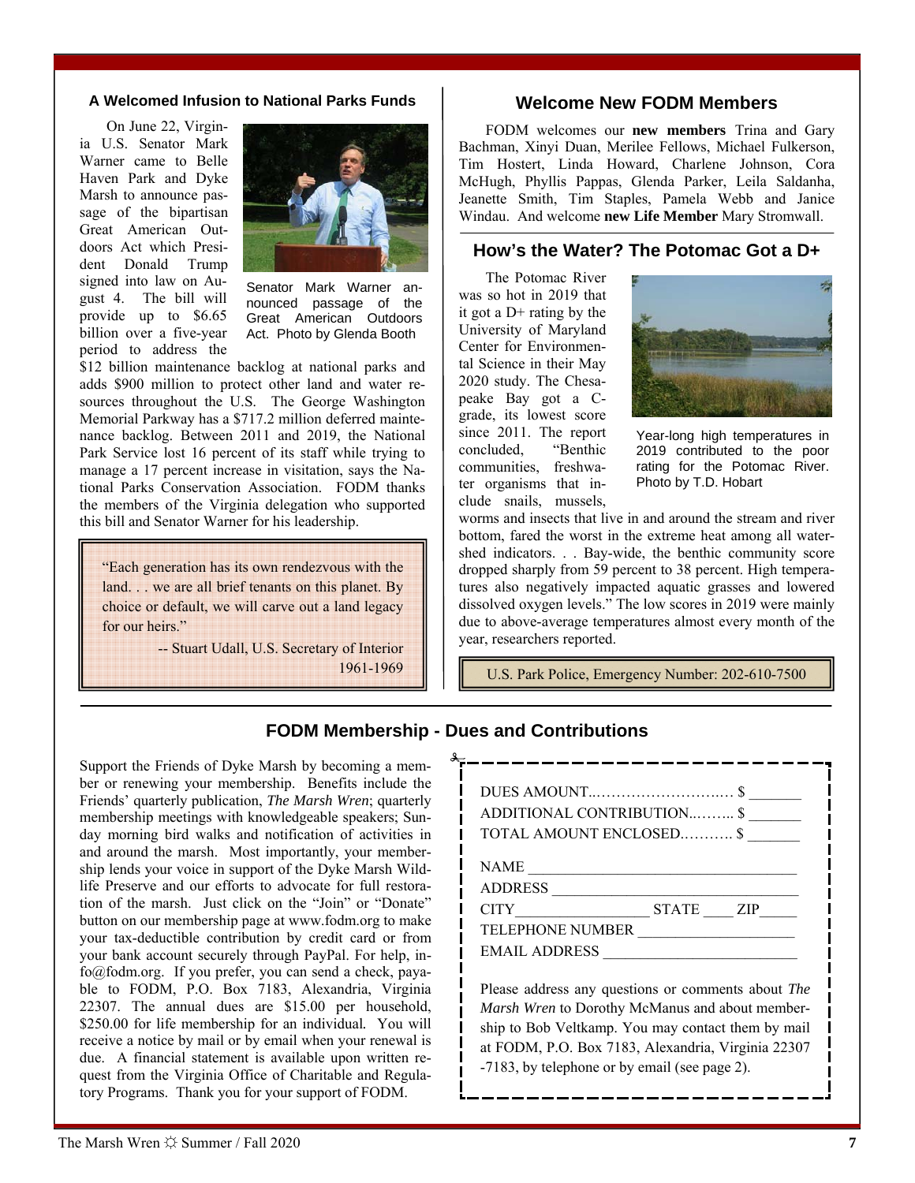## A Welcomed Infusion to National Parks Funds

On June 22, Virginia U.S. Senator Mark Warner came to Belle Haven Park and Dyke Marsh to announce passage of the bipartisan Great American Outdoors Act which President Donald Trump signed into law on August 4. The bill will provide up to $6.65 billion over a five-year period to address the $12 billion maintenance backlog at national parks and adds $900 million to protect other land and water resources throughout the U.S. The George Washington Memorial Parkway has a $717.2 million deferred maintenance backlog. Between 2011 and 2019, the National Park Service lost 16 percent of its staff while trying to manage a 17 percent increase in visitation, says the National Parks Conservation Association. FODM thanks the members of the Virginia delegation who supported this bill and Senator Warner for his leadership.

Senator Mark Warner announced passage of the Great American Outdoors Act. Photo by Glenda Booth

> "Each generation has its own rendezvous with the land. . . we are all brief tenants on this planet. By choice or default, we will carve out a land legacy for our heirs."
>
> -- Stuart Udall, U.S. Secretary of Interior 1961-1969

## Welcome New FODM Members

FODM welcomes our **new members** Trina and Gary Bachman, Xinyi Duan, Merilee Fellows, Michael Fulkerson, Tim Hostert, Linda Howard, Charlene Johnson, Cora McHugh, Phyllis Pappas, Glenda Parker, Leila Saldanha, Jeanette Smith, Tim Staples, Pamela Webb and Janice Windau. And welcome **new Life Member** Mary Stromwall.

## How's the Water? The Potomac Got a D+

The Potomac River was so hot in 2019 that it got a D+ rating by the University of Maryland Center for Environmental Science in their May 2020 study. The Chesapeake Bay got a C- grade, its lowest score since 2011. The report concluded, "Benthic communities, freshwater organisms that include snails, mussels, worms and insects that live in and around the stream and river bottom, fared the worst in the extreme heat among all watershed indicators. . . Bay-wide, the benthic community score dropped sharply from 59 percent to 38 percent. High temperatures also negatively impacted aquatic grasses and lowered dissolved oxygen levels." The low scores in 2019 were mainly due to above-average temperatures almost every month of the year, researchers reported.

Year-long high temperatures in 2019 contributed to the poor rating for the Potomac River. Photo by T.D. Hobart

U.S. Park Police, Emergency Number: 202-610-7500

## FODM Membership - Dues and Contributions

Support the Friends of Dyke Marsh by becoming a member or renewing your membership. Benefits include the Friends' quarterly publication, *The Marsh Wren*; quarterly membership meetings with knowledgeable speakers; Sunday morning bird walks and notification of activities in and around the marsh. Most importantly, your membership lends your voice in support of the Dyke Marsh Wildlife Preserve and our efforts to advocate for full restoration of the marsh. Just click on the "Join" or "Donate" button on our membership page at www.fodm.org to make your tax-deductible contribution by credit card or from your bank account securely through PayPal. For help, info@fodm.org. If you prefer, you can send a check, payable to FODM, P.O. Box 7183, Alexandria, Virginia 22307. The annual dues are $15.00 per household, $250.00 for life membership for an individual. You will receive a notice by mail or by email when your renewal is due. A financial statement is available upon written request from the Virginia Office of Charitable and Regulatory Programs. Thank you for your support of FODM.

DUES AMOUNT.............................. $ _______
ADDITIONAL CONTRIBUTION......... $ _______
TOTAL AMOUNT ENCLOSED........... $ _______

NAME ___________________________________
ADDRESS ________________________________
CITY _________________ STATE ____ ZIP _____
TELEPHONE NUMBER ____________________
EMAIL ADDRESS ________________________

Please address any questions or comments about *The Marsh Wren* to Dorothy McManus and about membership to Bob Veltkamp. You may contact them by mail at FODM, P.O. Box 7183, Alexandria, Virginia 22307-7183, by telephone or by email (see page 2).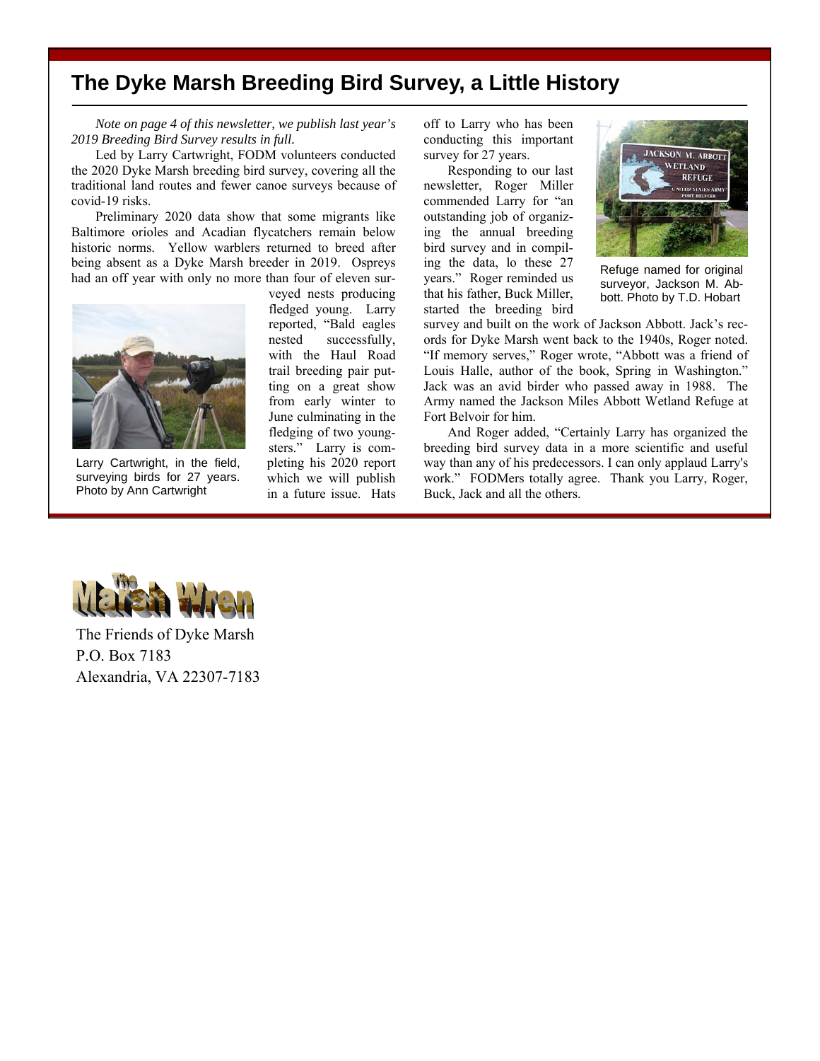# The Dyke Marsh Breeding Bird Survey, a Little History

*Note on page 4 of this newsletter, we publish last year's 2019 Breeding Bird Survey results in full.*

Led by Larry Cartwright, FODM volunteers conducted the 2020 Dyke Marsh breeding bird survey, covering all the traditional land routes and fewer canoe surveys because of covid-19 risks.

Preliminary 2020 data show that some migrants like Baltimore orioles and Acadian flycatchers remain below historic norms. Yellow warblers returned to breed after being absent as a Dyke Marsh breeder in 2019. Ospreys had an off year with only no more than four of eleven surveyed nests producing fledged young. Larry reported, "Bald eagles nested successfully, with the Haul Road trail breeding pair putting on a great show from early winter to June culminating in the fledging of two youngsters." Larry is completing his 2020 report which we will publish in a future issue. Hats off to Larry who has been conducting this important survey for 27 years.

Larry Cartwright, in the field, surveying birds for 27 years. Photo by Ann Cartwright

Responding to our last newsletter, Roger Miller commended Larry for "an outstanding job of organizing the annual breeding bird survey and in compiling the data, lo these 27 years." Roger reminded us that his father, Buck Miller, started the breeding bird survey and built on the work of Jackson Abbott. Jack's records for Dyke Marsh went back to the 1940s, Roger noted. "If memory serves," Roger wrote, "Abbott was a friend of Louis Halle, author of the book, Spring in Washington." Jack was an avid birder who passed away in 1988. The Army named the Jackson Miles Abbott Wetland Refuge at Fort Belvoir for him.

Refuge named for original surveyor, Jackson M. Abbott. Photo by T.D. Hobart

And Roger added, "Certainly Larry has organized the breeding bird survey data in a more scientific and useful way than any of his predecessors. I can only applaud Larry's work." FODMers totally agree. Thank you Larry, Roger, Buck, Jack and all the others.

The Marsh Wren

The Friends of Dyke Marsh
P.O. Box 7183
Alexandria, VA 22307-7183